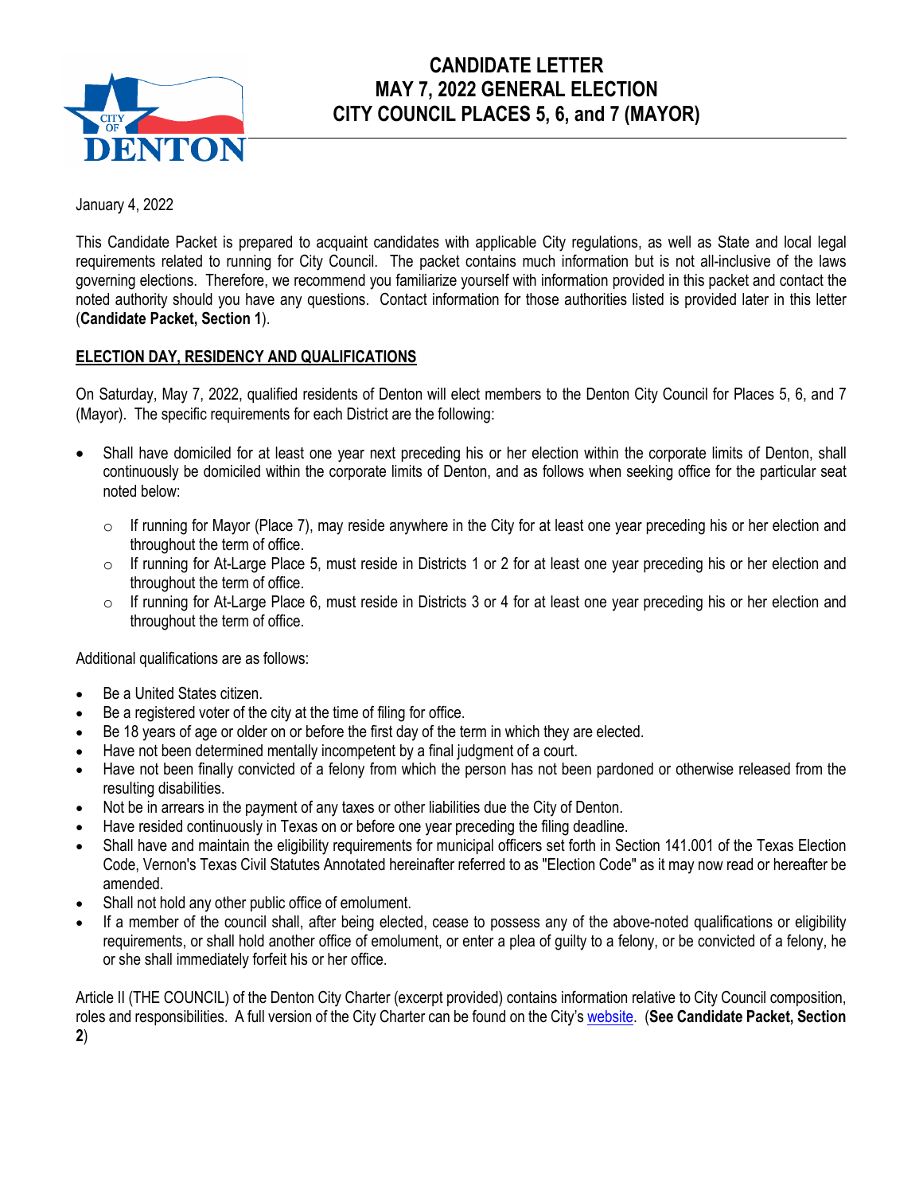# CANDIDATE LETTER
# MAY 7, 2022 GENERAL ELECTION
# CITY COUNCIL PLACES 5, 6, and 7 (MAYOR)

January 4, 2022

This Candidate Packet is prepared to acquaint candidates with applicable City regulations, as well as State and local legal requirements related to running for City Council. The packet contains much information but is not all-inclusive of the laws governing elections. Therefore, we recommend you familiarize yourself with information provided in this packet and contact the noted authority should you have any questions. Contact information for those authorities listed is provided later in this letter (**Candidate Packet, Section 1**).

## ELECTION DAY, RESIDENCY AND QUALIFICATIONS

On Saturday, May 7, 2022, qualified residents of Denton will elect members to the Denton City Council for Places 5, 6, and 7 (Mayor). The specific requirements for each District are the following:

- Shall have domiciled for at least one year next preceding his or her election within the corporate limits of Denton, shall continuously be domiciled within the corporate limits of Denton, and as follows when seeking office for the particular seat noted below:
  - If running for Mayor (Place 7), may reside anywhere in the City for at least one year preceding his or her election and throughout the term of office.
  - If running for At-Large Place 5, must reside in Districts 1 or 2 for at least one year preceding his or her election and throughout the term of office.
  - If running for At-Large Place 6, must reside in Districts 3 or 4 for at least one year preceding his or her election and throughout the term of office.

Additional qualifications are as follows:

- Be a United States citizen.
- Be a registered voter of the city at the time of filing for office.
- Be 18 years of age or older on or before the first day of the term in which they are elected.
- Have not been determined mentally incompetent by a final judgment of a court.
- Have not been finally convicted of a felony from which the person has not been pardoned or otherwise released from the resulting disabilities.
- Not be in arrears in the payment of any taxes or other liabilities due the City of Denton.
- Have resided continuously in Texas on or before one year preceding the filing deadline.
- Shall have and maintain the eligibility requirements for municipal officers set forth in Section 141.001 of the Texas Election Code, Vernon's Texas Civil Statutes Annotated hereinafter referred to as "Election Code" as it may now read or hereafter be amended.
- Shall not hold any other public office of emolument.
- If a member of the council shall, after being elected, cease to possess any of the above-noted qualifications or eligibility requirements, or shall hold another office of emolument, or enter a plea of guilty to a felony, or be convicted of a felony, he or she shall immediately forfeit his or her office.

Article II (THE COUNCIL) of the Denton City Charter (excerpt provided) contains information relative to City Council composition, roles and responsibilities. A full version of the City Charter can be found on the City's website. (**See Candidate Packet, Section 2**)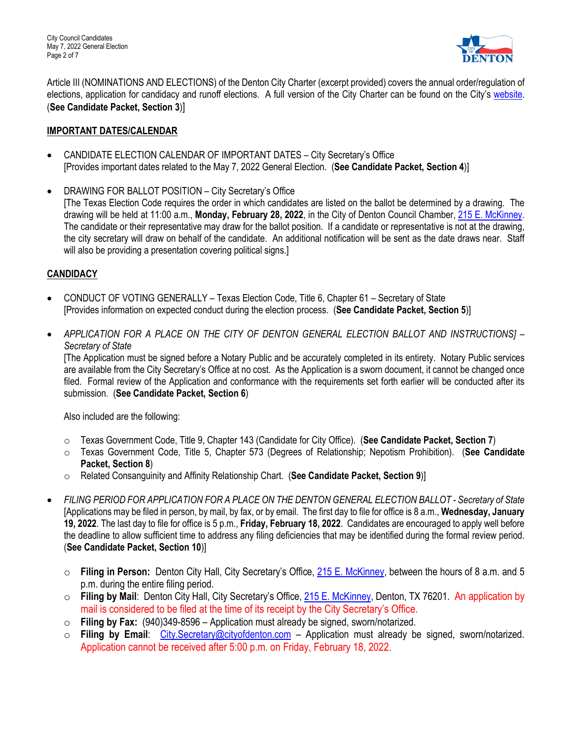Article III (NOMINATIONS AND ELECTIONS) of the Denton City Charter (excerpt provided) covers the annual order/regulation of elections, application for candidacy and runoff elections. A full version of the City Charter can be found on the City's website. (**See Candidate Packet, Section 3**)]

## IMPORTANT DATES/CALENDAR

- CANDIDATE ELECTION CALENDAR OF IMPORTANT DATES – City Secretary's Office
  [Provides important dates related to the May 7, 2022 General Election. (**See Candidate Packet, Section 4**)]

- DRAWING FOR BALLOT POSITION – City Secretary's Office
  [The Texas Election Code requires the order in which candidates are listed on the ballot be determined by a drawing. The drawing will be held at 11:00 a.m., **Monday, February 28, 2022**, in the City of Denton Council Chamber, 215 E. McKinney. The candidate or their representative may draw for the ballot position. If a candidate or representative is not at the drawing, the city secretary will draw on behalf of the candidate. An additional notification will be sent as the date draws near. Staff will also be providing a presentation covering political signs.]

## CANDIDACY

- CONDUCT OF VOTING GENERALLY – Texas Election Code, Title 6, Chapter 61 – Secretary of State
  [Provides information on expected conduct during the election process. (**See Candidate Packet, Section 5**)]

- *APPLICATION FOR A PLACE ON THE CITY OF DENTON GENERAL ELECTION BALLOT AND INSTRUCTIONS] – Secretary of State*
  [The Application must be signed before a Notary Public and be accurately completed in its entirety. Notary Public services are available from the City Secretary's Office at no cost. As the Application is a sworn document, it cannot be changed once filed. Formal review of the Application and conformance with the requirements set forth earlier will be conducted after its submission. (**See Candidate Packet, Section 6**)

  Also included are the following:

  - Texas Government Code, Title 9, Chapter 143 (Candidate for City Office). (**See Candidate Packet, Section 7**)
  - Texas Government Code, Title 5, Chapter 573 (Degrees of Relationship; Nepotism Prohibition). (**See Candidate Packet, Section 8**)
  - Related Consanguinity and Affinity Relationship Chart. (**See Candidate Packet, Section 9**)]

- *FILING PERIOD FOR APPLICATION FOR A PLACE ON THE DENTON GENERAL ELECTION BALLOT - Secretary of State*
  [Applications may be filed in person, by mail, by fax, or by email. The first day to file for office is 8 a.m., **Wednesday, January 19, 2022**. The last day to file for office is 5 p.m., **Friday, February 18, 2022**. Candidates are encouraged to apply well before the deadline to allow sufficient time to address any filing deficiencies that may be identified during the formal review period. (**See Candidate Packet, Section 10**)]

  - **Filing in Person:** Denton City Hall, City Secretary's Office, 215 E. McKinney, between the hours of 8 a.m. and 5 p.m. during the entire filing period.
  - **Filing by Mail**: Denton City Hall, City Secretary's Office, 215 E. McKinney, Denton, TX 76201. An application by mail is considered to be filed at the time of its receipt by the City Secretary's Office.
  - **Filing by Fax:** (940)349-8596 – Application must already be signed, sworn/notarized.
  - **Filing by Email**: City.Secretary@cityofdenton.com – Application must already be signed, sworn/notarized. Application cannot be received after 5:00 p.m. on Friday, February 18, 2022.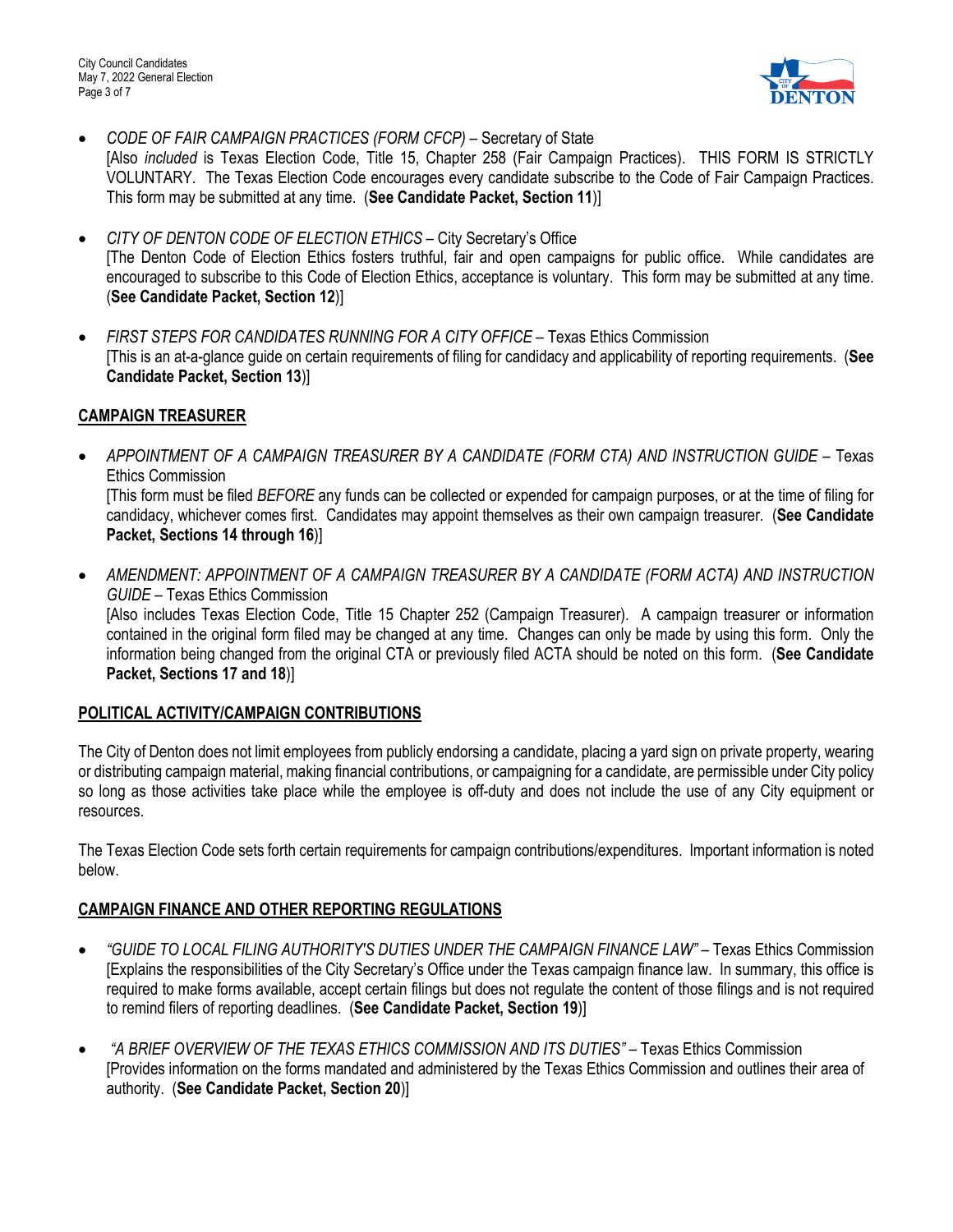- *CODE OF FAIR CAMPAIGN PRACTICES (FORM CFCP)* – Secretary of State
  [Also *included* is Texas Election Code, Title 15, Chapter 258 (Fair Campaign Practices). THIS FORM IS STRICTLY VOLUNTARY. The Texas Election Code encourages every candidate subscribe to the Code of Fair Campaign Practices. This form may be submitted at any time. (**See Candidate Packet, Section 11**)]

- *CITY OF DENTON CODE OF ELECTION ETHICS* – City Secretary's Office
  [The Denton Code of Election Ethics fosters truthful, fair and open campaigns for public office. While candidates are encouraged to subscribe to this Code of Election Ethics, acceptance is voluntary. This form may be submitted at any time. (**See Candidate Packet, Section 12**)]

- *FIRST STEPS FOR CANDIDATES RUNNING FOR A CITY OFFICE* – Texas Ethics Commission
  [This is an at-a-glance guide on certain requirements of filing for candidacy and applicability of reporting requirements. (**See Candidate Packet, Section 13**)]

## CAMPAIGN TREASURER

- *APPOINTMENT OF A CAMPAIGN TREASURER BY A CANDIDATE (FORM CTA) AND INSTRUCTION GUIDE* – Texas Ethics Commission
  [This form must be filed *BEFORE* any funds can be collected or expended for campaign purposes, or at the time of filing for candidacy, whichever comes first. Candidates may appoint themselves as their own campaign treasurer. (**See Candidate Packet, Sections 14 through 16**)]

- *AMENDMENT: APPOINTMENT OF A CAMPAIGN TREASURER BY A CANDIDATE (FORM ACTA) AND INSTRUCTION GUIDE* – Texas Ethics Commission
  [Also includes Texas Election Code, Title 15 Chapter 252 (Campaign Treasurer). A campaign treasurer or information contained in the original form filed may be changed at any time. Changes can only be made by using this form. Only the information being changed from the original CTA or previously filed ACTA should be noted on this form. (**See Candidate Packet, Sections 17 and 18**)]

## POLITICAL ACTIVITY/CAMPAIGN CONTRIBUTIONS

The City of Denton does not limit employees from publicly endorsing a candidate, placing a yard sign on private property, wearing or distributing campaign material, making financial contributions, or campaigning for a candidate, are permissible under City policy so long as those activities take place while the employee is off-duty and does not include the use of any City equipment or resources.

The Texas Election Code sets forth certain requirements for campaign contributions/expenditures. Important information is noted below.

## CAMPAIGN FINANCE AND OTHER REPORTING REGULATIONS

- *"GUIDE TO LOCAL FILING AUTHORITY'S DUTIES UNDER THE CAMPAIGN FINANCE LAW"* – Texas Ethics Commission
  [Explains the responsibilities of the City Secretary's Office under the Texas campaign finance law. In summary, this office is required to make forms available, accept certain filings but does not regulate the content of those filings and is not required to remind filers of reporting deadlines. (**See Candidate Packet, Section 19**)]

- *"A BRIEF OVERVIEW OF THE TEXAS ETHICS COMMISSION AND ITS DUTIES"* – Texas Ethics Commission
  [Provides information on the forms mandated and administered by the Texas Ethics Commission and outlines their area of authority. (**See Candidate Packet, Section 20**)]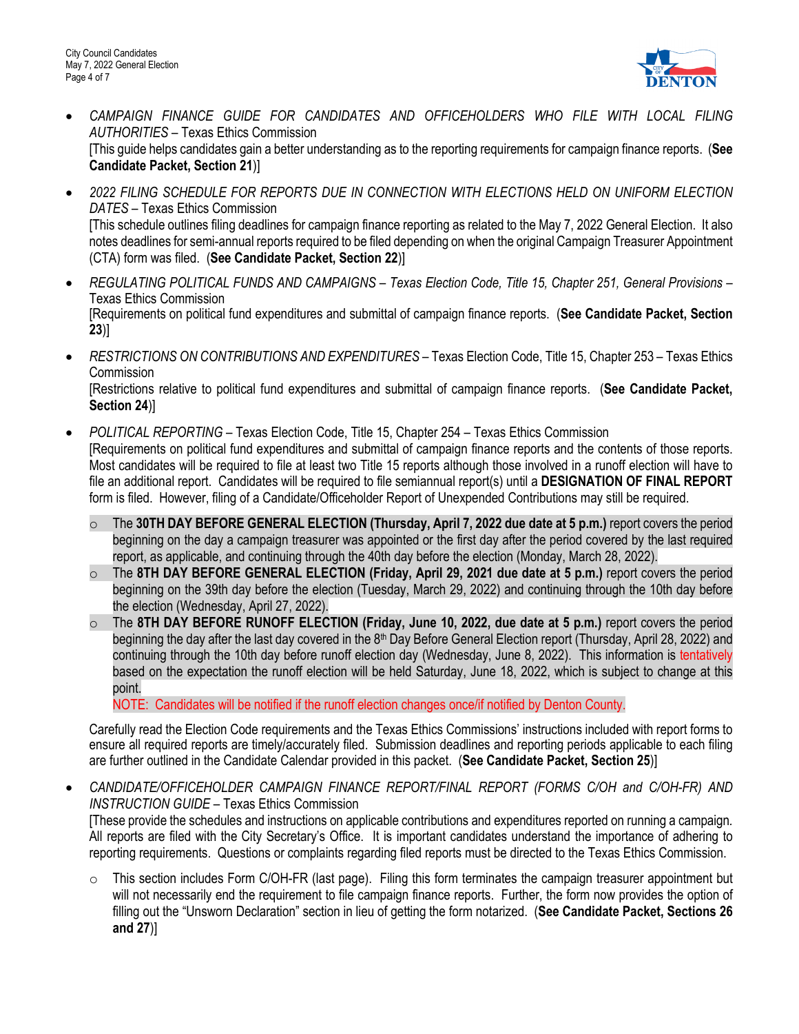- *CAMPAIGN FINANCE GUIDE FOR CANDIDATES AND OFFICEHOLDERS WHO FILE WITH LOCAL FILING AUTHORITIES* – Texas Ethics Commission
  [This guide helps candidates gain a better understanding as to the reporting requirements for campaign finance reports. (**See Candidate Packet, Section 21**)]

- *2022 FILING SCHEDULE FOR REPORTS DUE IN CONNECTION WITH ELECTIONS HELD ON UNIFORM ELECTION DATES* – Texas Ethics Commission
  [This schedule outlines filing deadlines for campaign finance reporting as related to the May 7, 2022 General Election. It also notes deadlines for semi-annual reports required to be filed depending on when the original Campaign Treasurer Appointment (CTA) form was filed. (**See Candidate Packet, Section 22**)]

- *REGULATING POLITICAL FUNDS AND CAMPAIGNS – Texas Election Code, Title 15, Chapter 251, General Provisions* – Texas Ethics Commission
  [Requirements on political fund expenditures and submittal of campaign finance reports. (**See Candidate Packet, Section 23**)]

- *RESTRICTIONS ON CONTRIBUTIONS AND EXPENDITURES* – Texas Election Code, Title 15, Chapter 253 – Texas Ethics Commission
  [Restrictions relative to political fund expenditures and submittal of campaign finance reports. (**See Candidate Packet, Section 24**)]

- *POLITICAL REPORTING* – Texas Election Code, Title 15, Chapter 254 – Texas Ethics Commission
  [Requirements on political fund expenditures and submittal of campaign finance reports and the contents of those reports. Most candidates will be required to file at least two Title 15 reports although those involved in a runoff election will have to file an additional report. Candidates will be required to file semiannual report(s) until a **DESIGNATION OF FINAL REPORT** form is filed. However, filing of a Candidate/Officeholder Report of Unexpended Contributions may still be required.

  - The **30TH DAY BEFORE GENERAL ELECTION (Thursday, April 7, 2022 due date at 5 p.m.)** report covers the period beginning on the day a campaign treasurer was appointed or the first day after the period covered by the last required report, as applicable, and continuing through the 40th day before the election (Monday, March 28, 2022).
  - The **8TH DAY BEFORE GENERAL ELECTION (Friday, April 29, 2021 due date at 5 p.m.)** report covers the period beginning on the 39th day before the election (Tuesday, March 29, 2022) and continuing through the 10th day before the election (Wednesday, April 27, 2022).
  - The **8TH DAY BEFORE RUNOFF ELECTION (Friday, June 10, 2022, due date at 5 p.m.)** report covers the period beginning the day after the last day covered in the 8th Day Before General Election report (Thursday, April 28, 2022) and continuing through the 10th day before runoff election day (Wednesday, June 8, 2022). This information is tentatively based on the expectation the runoff election will be held Saturday, June 18, 2022, which is subject to change at this point.
    NOTE: Candidates will be notified if the runoff election changes once/if notified by Denton County.

  Carefully read the Election Code requirements and the Texas Ethics Commissions' instructions included with report forms to ensure all required reports are timely/accurately filed. Submission deadlines and reporting periods applicable to each filing are further outlined in the Candidate Calendar provided in this packet. (**See Candidate Packet, Section 25**)]

- *CANDIDATE/OFFICEHOLDER CAMPAIGN FINANCE REPORT/FINAL REPORT (FORMS C/OH and C/OH-FR) AND INSTRUCTION GUIDE* – Texas Ethics Commission
  [These provide the schedules and instructions on applicable contributions and expenditures reported on running a campaign. All reports are filed with the City Secretary's Office. It is important candidates understand the importance of adhering to reporting requirements. Questions or complaints regarding filed reports must be directed to the Texas Ethics Commission.

  - This section includes Form C/OH-FR (last page). Filing this form terminates the campaign treasurer appointment but will not necessarily end the requirement to file campaign finance reports. Further, the form now provides the option of filling out the "Unsworn Declaration" section in lieu of getting the form notarized. (**See Candidate Packet, Sections 26 and 27**)]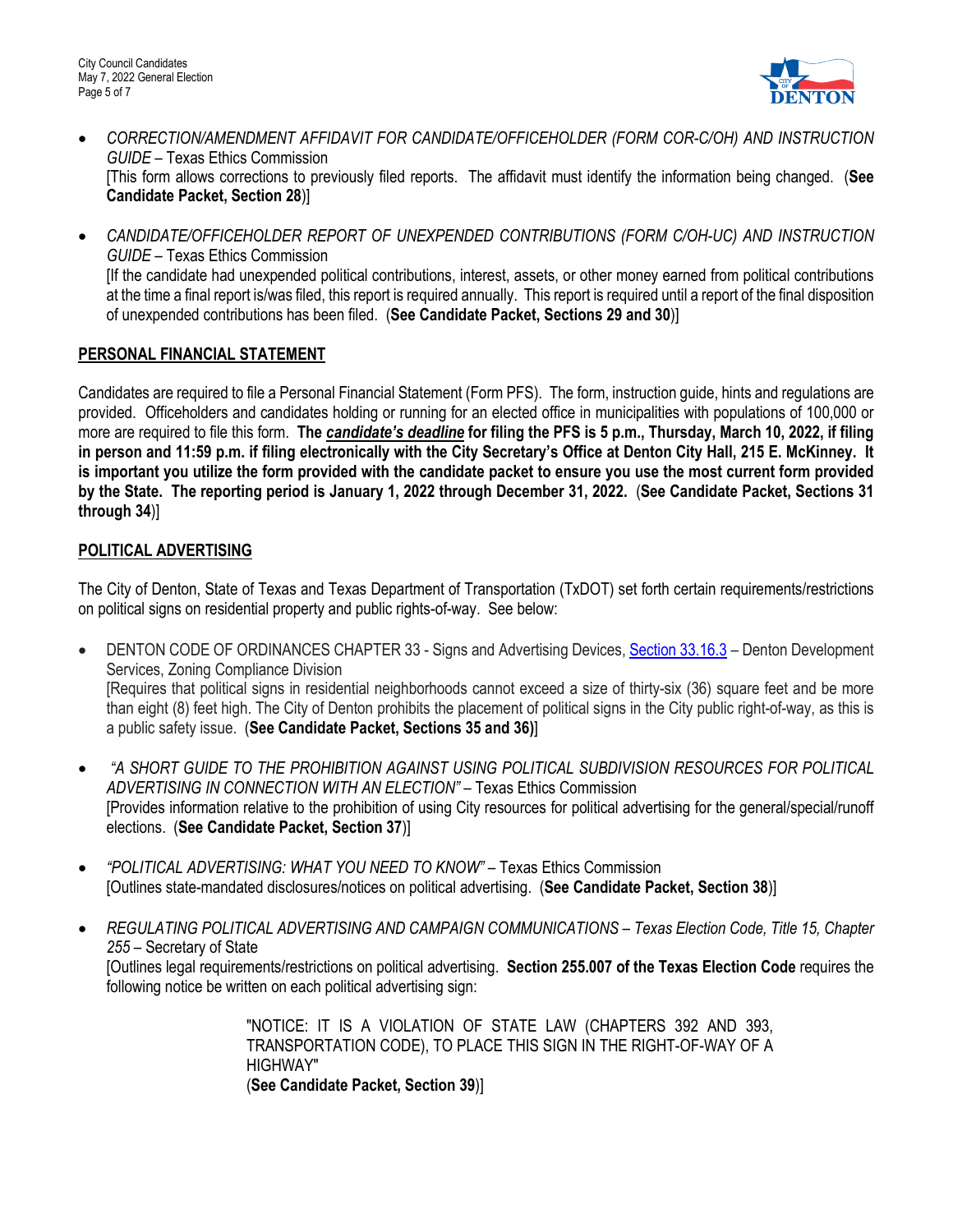- *CORRECTION/AMENDMENT AFFIDAVIT FOR CANDIDATE/OFFICEHOLDER (FORM COR-C/OH) AND INSTRUCTION GUIDE* – Texas Ethics Commission
  [This form allows corrections to previously filed reports. The affidavit must identify the information being changed. (**See Candidate Packet, Section 28**)]

- *CANDIDATE/OFFICEHOLDER REPORT OF UNEXPENDED CONTRIBUTIONS (FORM C/OH-UC) AND INSTRUCTION GUIDE* – Texas Ethics Commission
  [If the candidate had unexpended political contributions, interest, assets, or other money earned from political contributions at the time a final report is/was filed, this report is required annually. This report is required until a report of the final disposition of unexpended contributions has been filed. (**See Candidate Packet, Sections 29 and 30**)]

## PERSONAL FINANCIAL STATEMENT

Candidates are required to file a Personal Financial Statement (Form PFS). The form, instruction guide, hints and regulations are provided. Officeholders and candidates holding or running for an elected office in municipalities with populations of 100,000 or more are required to file this form. **The *candidate's deadline* for filing the PFS is 5 p.m., Thursday, March 10, 2022, if filing in person and 11:59 p.m. if filing electronically with the City Secretary's Office at Denton City Hall, 215 E. McKinney. It is important you utilize the form provided with the candidate packet to ensure you use the most current form provided by the State. The reporting period is January 1, 2022 through December 31, 2022.** (**See Candidate Packet, Sections 31 through 34**)]

## POLITICAL ADVERTISING

The City of Denton, State of Texas and Texas Department of Transportation (TxDOT) set forth certain requirements/restrictions on political signs on residential property and public rights-of-way. See below:

- DENTON CODE OF ORDINANCES CHAPTER 33 - Signs and Advertising Devices, Section 33.16.3 – Denton Development Services, Zoning Compliance Division
  [Requires that political signs in residential neighborhoods cannot exceed a size of thirty-six (36) square feet and be more than eight (8) feet high. The City of Denton prohibits the placement of political signs in the City public right-of-way, as this is a public safety issue. (**See Candidate Packet, Sections 35 and 36)**]

- *"A SHORT GUIDE TO THE PROHIBITION AGAINST USING POLITICAL SUBDIVISION RESOURCES FOR POLITICAL ADVERTISING IN CONNECTION WITH AN ELECTION"* – Texas Ethics Commission
  [Provides information relative to the prohibition of using City resources for political advertising for the general/special/runoff elections. (**See Candidate Packet, Section 37**)]

- *"POLITICAL ADVERTISING: WHAT YOU NEED TO KNOW"* – Texas Ethics Commission
  [Outlines state-mandated disclosures/notices on political advertising. (**See Candidate Packet, Section 38**)]

- *REGULATING POLITICAL ADVERTISING AND CAMPAIGN COMMUNICATIONS – Texas Election Code, Title 15, Chapter 255* – Secretary of State
  [Outlines legal requirements/restrictions on political advertising. **Section 255.007 of the Texas Election Code** requires the following notice be written on each political advertising sign:

  > "NOTICE: IT IS A VIOLATION OF STATE LAW (CHAPTERS 392 AND 393, TRANSPORTATION CODE), TO PLACE THIS SIGN IN THE RIGHT-OF-WAY OF A HIGHWAY"
  > (**See Candidate Packet, Section 39**)]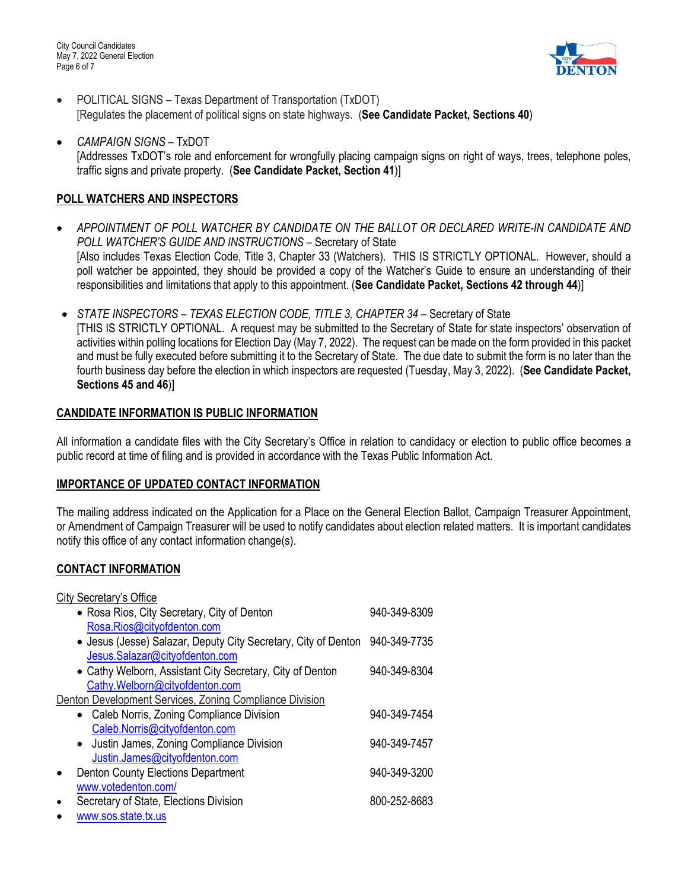- POLITICAL SIGNS – Texas Department of Transportation (TxDOT)
  [Regulates the placement of political signs on state highways. (**See Candidate Packet, Sections 40**)

- *CAMPAIGN SIGNS* – TxDOT
  [Addresses TxDOT's role and enforcement for wrongfully placing campaign signs on right of ways, trees, telephone poles, traffic signs and private property. (**See Candidate Packet, Section 41**)]

## POLL WATCHERS AND INSPECTORS

- *APPOINTMENT OF POLL WATCHER BY CANDIDATE ON THE BALLOT OR DECLARED WRITE-IN CANDIDATE AND POLL WATCHER'S GUIDE AND INSTRUCTIONS* – Secretary of State
  [Also includes Texas Election Code, Title 3, Chapter 33 (Watchers). THIS IS STRICTLY OPTIONAL. However, should a poll watcher be appointed, they should be provided a copy of the Watcher's Guide to ensure an understanding of their responsibilities and limitations that apply to this appointment. (**See Candidate Packet, Sections 42 through 44**)]

- *STATE INSPECTORS – TEXAS ELECTION CODE, TITLE 3, CHAPTER 34* – Secretary of State
  [THIS IS STRICTLY OPTIONAL. A request may be submitted to the Secretary of State for state inspectors' observation of activities within polling locations for Election Day (May 7, 2022). The request can be made on the form provided in this packet and must be fully executed before submitting it to the Secretary of State. The due date to submit the form is no later than the fourth business day before the election in which inspectors are requested (Tuesday, May 3, 2022). (**See Candidate Packet, Sections 45 and 46**)]

## CANDIDATE INFORMATION IS PUBLIC INFORMATION

All information a candidate files with the City Secretary's Office in relation to candidacy or election to public office becomes a public record at time of filing and is provided in accordance with the Texas Public Information Act.

## IMPORTANCE OF UPDATED CONTACT INFORMATION

The mailing address indicated on the Application for a Place on the General Election Ballot, Campaign Treasurer Appointment, or Amendment of Campaign Treasurer will be used to notify candidates about election related matters. It is important candidates notify this office of any contact information change(s).

## CONTACT INFORMATION

City Secretary's Office

- Rosa Rios, City Secretary, City of Denton — 940-349-8309
  Rosa.Rios@cityofdenton.com
- Jesus (Jesse) Salazar, Deputy City Secretary, City of Denton — 940-349-7735
  Jesus.Salazar@cityofdenton.com
- Cathy Welborn, Assistant City Secretary, City of Denton — 940-349-8304
  Cathy.Welborn@cityofdenton.com

Denton Development Services, Zoning Compliance Division

- Caleb Norris, Zoning Compliance Division — 940-349-7454
  Caleb.Norris@cityofdenton.com
- Justin James, Zoning Compliance Division — 940-349-7457
  Justin.James@cityofdenton.com

- Denton County Elections Department — 940-349-3200
  www.votedenton.com/
- Secretary of State, Elections Division — 800-252-8683
- www.sos.state.tx.us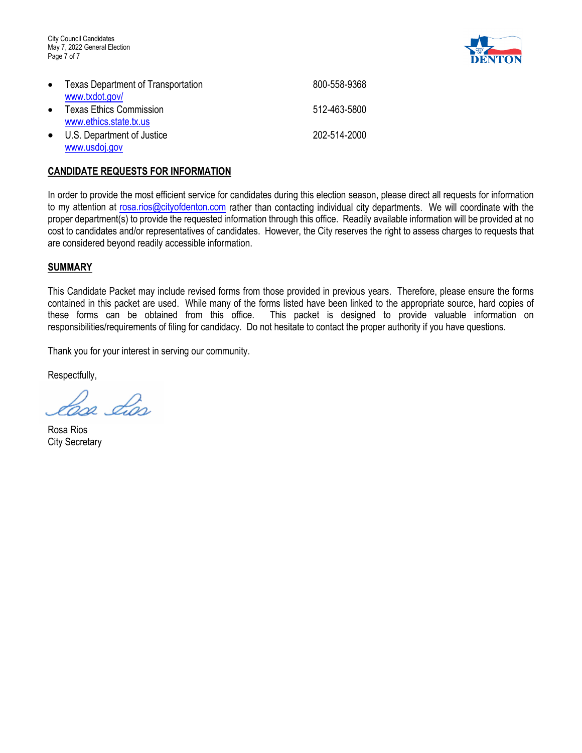- Texas Department of Transportation — 800-558-9368
  www.txdot.gov/
- Texas Ethics Commission — 512-463-5800
  www.ethics.state.tx.us
- U.S. Department of Justice — 202-514-2000
  www.usdoj.gov

## CANDIDATE REQUESTS FOR INFORMATION

In order to provide the most efficient service for candidates during this election season, please direct all requests for information to my attention at rosa.rios@cityofdenton.com rather than contacting individual city departments. We will coordinate with the proper department(s) to provide the requested information through this office. Readily available information will be provided at no cost to candidates and/or representatives of candidates. However, the City reserves the right to assess charges to requests that are considered beyond readily accessible information.

## SUMMARY

This Candidate Packet may include revised forms from those provided in previous years. Therefore, please ensure the forms contained in this packet are used. While many of the forms listed have been linked to the appropriate source, hard copies of these forms can be obtained from this office. This packet is designed to provide valuable information on responsibilities/requirements of filing for candidacy. Do not hesitate to contact the proper authority if you have questions.

Thank you for your interest in serving our community.

Respectfully,

Rosa Rios
City Secretary